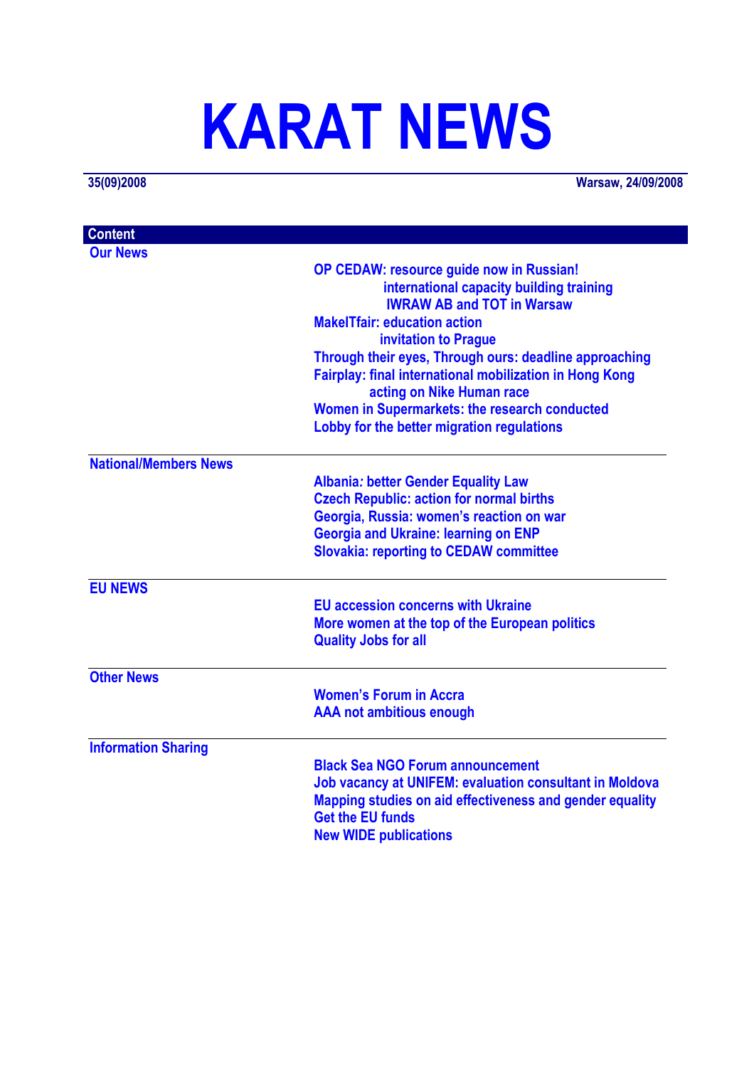# KARAT NEWS

**35(09)2008** | **Warsaw, 24/09/2008**

## Content

### Our News

- OP CEDAW: resource guide now in Russian!
  - international capacity building training
  - IWRAW AB and TOT in Warsaw
- MakeITfair: education action
  - invitation to Prague
- Through their eyes, Through ours: deadline approaching
- Fairplay: final international mobilization in Hong Kong
  - acting on Nike Human race
- Women in Supermarkets: the research conducted
- Lobby for the better migration regulations

### National/Members News

- Albania*:* better Gender Equality Law
- Czech Republic: action for normal births
- Georgia, Russia: women's reaction on war
- Georgia and Ukraine: learning on ENP
- Slovakia: reporting to CEDAW committee

### EU NEWS

- EU accession concerns with Ukraine
- More women at the top of the European politics
- Quality Jobs for all

### Other News

- Women's Forum in Accra
- AAA not ambitious enough

### Information Sharing

- Black Sea NGO Forum announcement
- Job vacancy at UNIFEM: evaluation consultant in Moldova
- Mapping studies on aid effectiveness and gender equality
- Get the EU funds
- New WIDE publications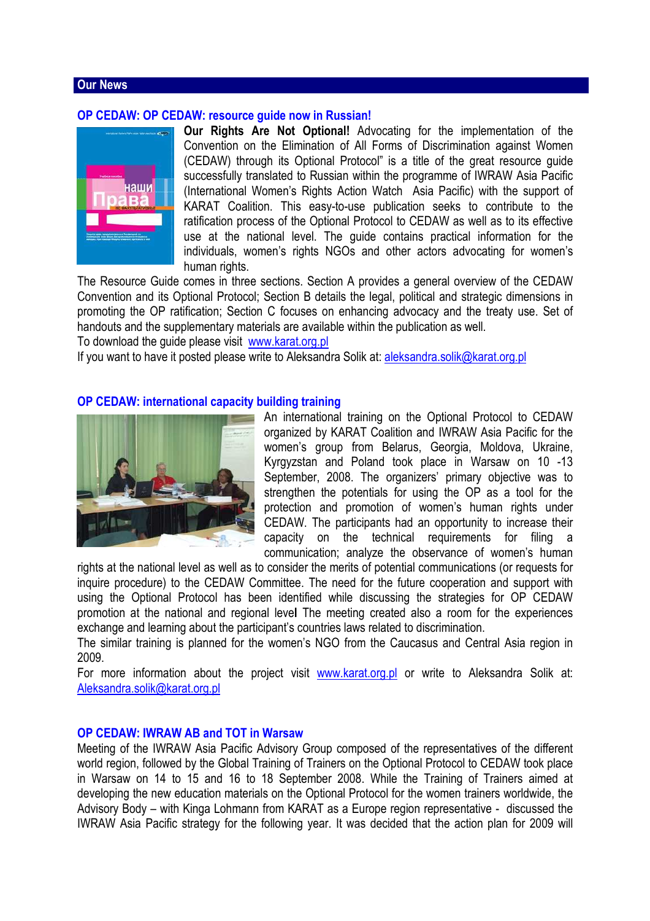## Our News

### OP CEDAW: OP CEDAW: resource guide now in Russian!

**Our Rights Are Not Optional!** Advocating for the implementation of the Convention on the Elimination of All Forms of Discrimination against Women (CEDAW) through its Optional Protocol" is a title of the great resource guide successfully translated to Russian within the programme of IWRAW Asia Pacific (International Women's Rights Action Watch Asia Pacific) with the support of KARAT Coalition. This easy-to-use publication seeks to contribute to the ratification process of the Optional Protocol to CEDAW as well as to its effective use at the national level. The guide contains practical information for the individuals, women's rights NGOs and other actors advocating for women's human rights.

The Resource Guide comes in three sections. Section A provides a general overview of the CEDAW Convention and its Optional Protocol; Section B details the legal, political and strategic dimensions in promoting the OP ratification; Section C focuses on enhancing advocacy and the treaty use. Set of handouts and the supplementary materials are available within the publication as well.

To download the guide please visit www.karat.org.pl

If you want to have it posted please write to Aleksandra Solik at: aleksandra.solik@karat.org.pl

### OP CEDAW: international capacity building training

An international training on the Optional Protocol to CEDAW organized by KARAT Coalition and IWRAW Asia Pacific for the women's group from Belarus, Georgia, Moldova, Ukraine, Kyrgyzstan and Poland took place in Warsaw on 10 -13 September, 2008. The organizers' primary objective was to strengthen the potentials for using the OP as a tool for the protection and promotion of women's human rights under CEDAW. The participants had an opportunity to increase their capacity on the technical requirements for filing a communication; analyze the observance of women's human rights at the national level as well as to consider the merits of potential communications (or requests for inquire procedure) to the CEDAW Committee. The need for the future cooperation and support with using the Optional Protocol has been identified while discussing the strategies for OP CEDAW promotion at the national and regional level The meeting created also a room for the experiences exchange and learning about the participant's countries laws related to discrimination.

The similar training is planned for the women's NGO from the Caucasus and Central Asia region in 2009.

For more information about the project visit www.karat.org.pl or write to Aleksandra Solik at: Aleksandra.solik@karat.org.pl

### OP CEDAW: IWRAW AB and TOT in Warsaw

Meeting of the IWRAW Asia Pacific Advisory Group composed of the representatives of the different world region, followed by the Global Training of Trainers on the Optional Protocol to CEDAW took place in Warsaw on 14 to 15 and 16 to 18 September 2008. While the Training of Trainers aimed at developing the new education materials on the Optional Protocol for the women trainers worldwide, the Advisory Body – with Kinga Lohmann from KARAT as a Europe region representative - discussed the IWRAW Asia Pacific strategy for the following year. It was decided that the action plan for 2009 will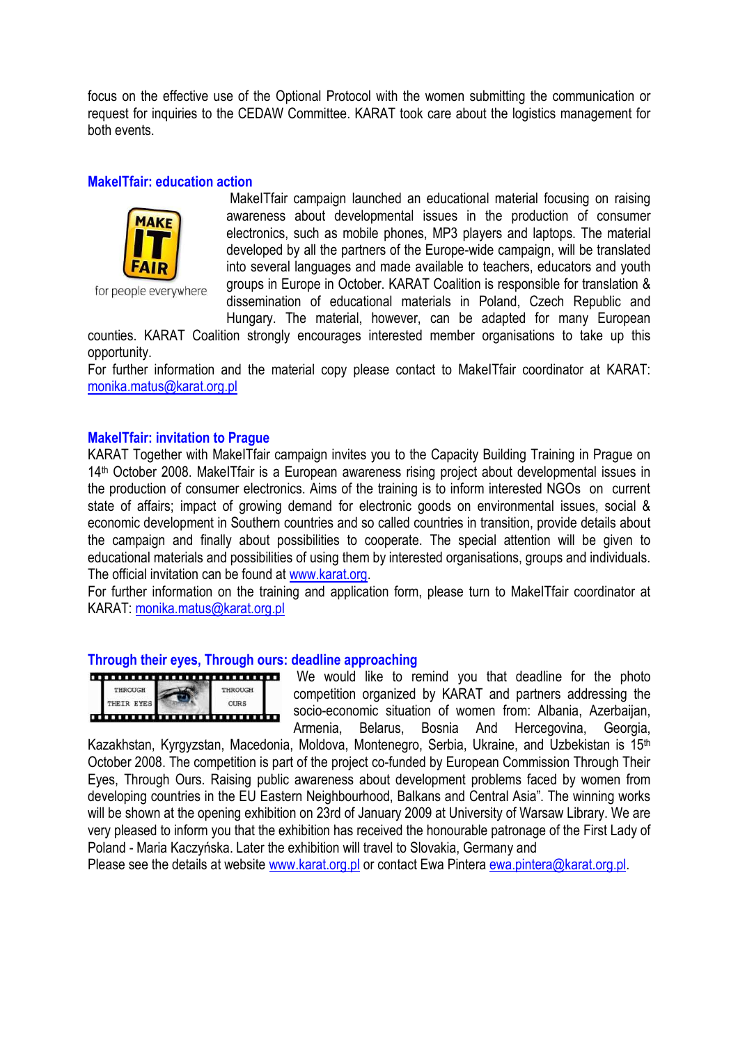focus on the effective use of the Optional Protocol with the women submitting the communication or request for inquiries to the CEDAW Committee. KARAT took care about the logistics management for both events.

### MakeITfair: education action

MakeITfair campaign launched an educational material focusing on raising awareness about developmental issues in the production of consumer electronics, such as mobile phones, MP3 players and laptops. The material developed by all the partners of the Europe-wide campaign, will be translated into several languages and made available to teachers, educators and youth groups in Europe in October. KARAT Coalition is responsible for translation & dissemination of educational materials in Poland, Czech Republic and Hungary. The material, however, can be adapted for many European counties. KARAT Coalition strongly encourages interested member organisations to take up this opportunity.

For further information and the material copy please contact to MakeITfair coordinator at KARAT: monika.matus@karat.org.pl

### MakeITfair: invitation to Prague

KARAT Together with MakeITfair campaign invites you to the Capacity Building Training in Prague on 14th October 2008. MakeITfair is a European awareness rising project about developmental issues in the production of consumer electronics. Aims of the training is to inform interested NGOs on current state of affairs; impact of growing demand for electronic goods on environmental issues, social & economic development in Southern countries and so called countries in transition, provide details about the campaign and finally about possibilities to cooperate. The special attention will be given to educational materials and possibilities of using them by interested organisations, groups and individuals. The official invitation can be found at www.karat.org.

For further information on the training and application form, please turn to MakeITfair coordinator at KARAT: monika.matus@karat.org.pl

### Through their eyes, Through ours: deadline approaching

We would like to remind you that deadline for the photo competition organized by KARAT and partners addressing the socio-economic situation of women from: Albania, Azerbaijan, Armenia, Belarus, Bosnia And Hercegovina, Georgia, Kazakhstan, Kyrgyzstan, Macedonia, Moldova, Montenegro, Serbia, Ukraine, and Uzbekistan is 15th October 2008. The competition is part of the project co-funded by European Commission Through Their Eyes, Through Ours. Raising public awareness about development problems faced by women from developing countries in the EU Eastern Neighbourhood, Balkans and Central Asia". The winning works will be shown at the opening exhibition on 23rd of January 2009 at University of Warsaw Library. We are very pleased to inform you that the exhibition has received the honourable patronage of the First Lady of Poland - Maria Kaczyńska. Later the exhibition will travel to Slovakia, Germany and

Please see the details at website www.karat.org.pl or contact Ewa Pintera ewa.pintera@karat.org.pl.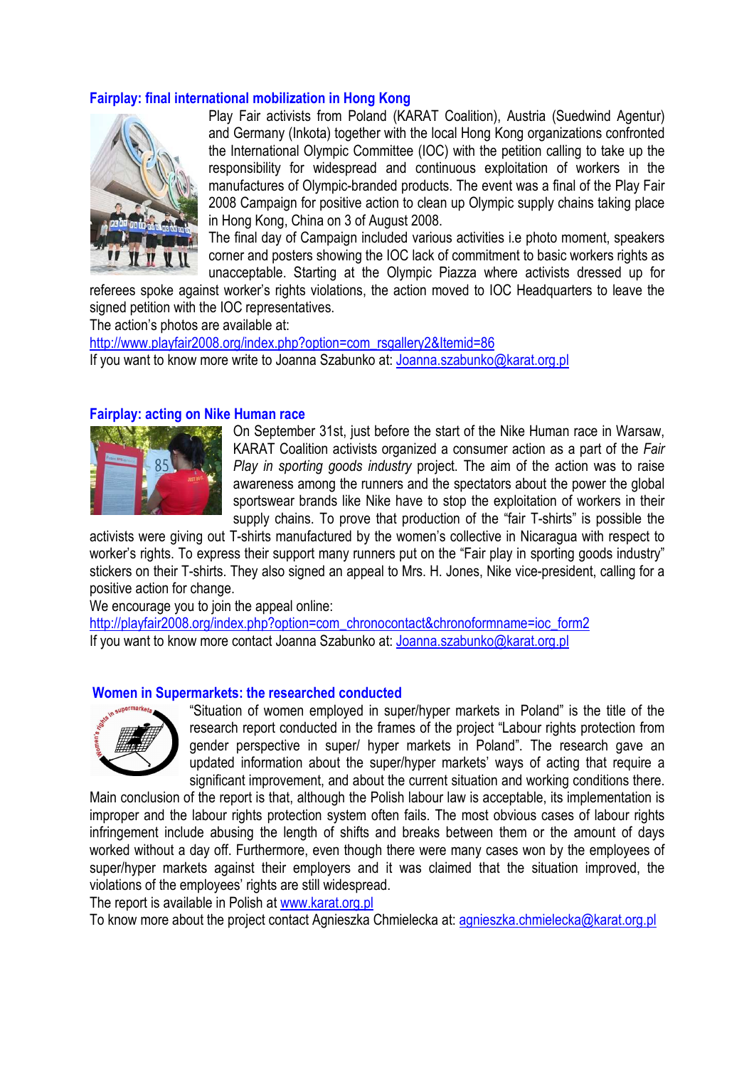## Fairplay: final international mobilization in Hong Kong

Play Fair activists from Poland (KARAT Coalition), Austria (Suedwind Agentur) and Germany (Inkota) together with the local Hong Kong organizations confronted the International Olympic Committee (IOC) with the petition calling to take up the responsibility for widespread and continuous exploitation of workers in the manufactures of Olympic-branded products. The event was a final of the Play Fair 2008 Campaign for positive action to clean up Olympic supply chains taking place in Hong Kong, China on 3 of August 2008.

The final day of Campaign included various activities i.e photo moment, speakers corner and posters showing the IOC lack of commitment to basic workers rights as unacceptable. Starting at the Olympic Piazza where activists dressed up for referees spoke against worker's rights violations, the action moved to IOC Headquarters to leave the signed petition with the IOC representatives.

The action's photos are available at:

http://www.playfair2008.org/index.php?option=com_rsgallery2&Itemid=86

If you want to know more write to Joanna Szabunko at: Joanna.szabunko@karat.org.pl

## Fairplay: acting on Nike Human race

On September 31st, just before the start of the Nike Human race in Warsaw, KARAT Coalition activists organized a consumer action as a part of the *Fair Play in sporting goods industry* project. The aim of the action was to raise awareness among the runners and the spectators about the power the global sportswear brands like Nike have to stop the exploitation of workers in their supply chains. To prove that production of the "fair T-shirts" is possible the activists were giving out T-shirts manufactured by the women's collective in Nicaragua with respect to worker's rights. To express their support many runners put on the "Fair play in sporting goods industry" stickers on their T-shirts. They also signed an appeal to Mrs. H. Jones, Nike vice-president, calling for a positive action for change.

We encourage you to join the appeal online:

http://playfair2008.org/index.php?option=com_chronocontact&chronoformname=ioc_form2

If you want to know more contact Joanna Szabunko at: Joanna.szabunko@karat.org.pl

## Women in Supermarkets: the researched conducted

"Situation of women employed in super/hyper markets in Poland" is the title of the research report conducted in the frames of the project "Labour rights protection from gender perspective in super/ hyper markets in Poland". The research gave an updated information about the super/hyper markets' ways of acting that require a significant improvement, and about the current situation and working conditions there.

Main conclusion of the report is that, although the Polish labour law is acceptable, its implementation is improper and the labour rights protection system often fails. The most obvious cases of labour rights infringement include abusing the length of shifts and breaks between them or the amount of days worked without a day off. Furthermore, even though there were many cases won by the employees of super/hyper markets against their employers and it was claimed that the situation improved, the violations of the employees' rights are still widespread.

The report is available in Polish at www.karat.org.pl

To know more about the project contact Agnieszka Chmielecka at: agnieszka.chmielecka@karat.org.pl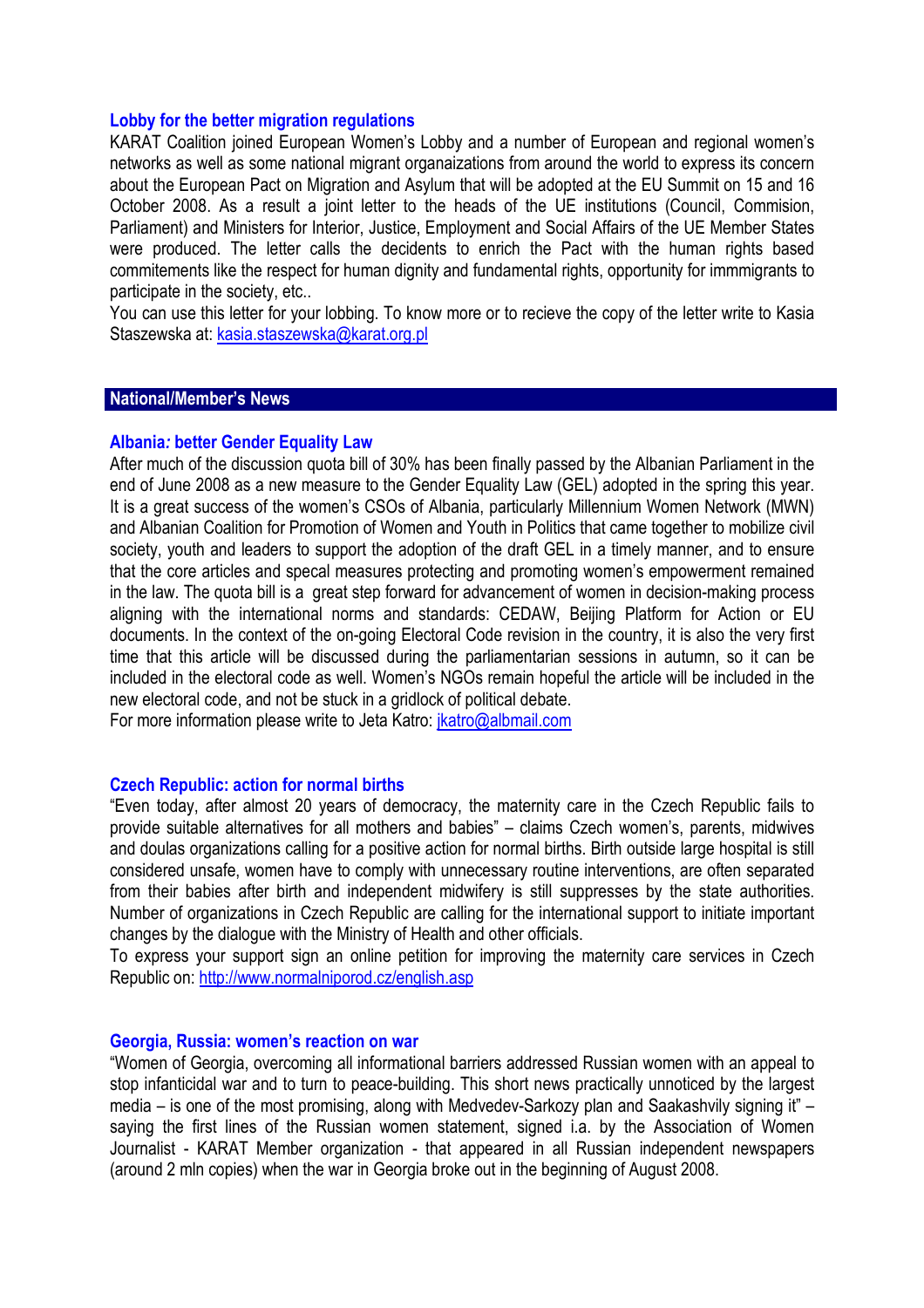### Lobby for the better migration regulations

KARAT Coalition joined European Women's Lobby and a number of European and regional women's networks as well as some national migrant organaizations from around the world to express its concern about the European Pact on Migration and Asylum that will be adopted at the EU Summit on 15 and 16 October 2008. As a result a joint letter to the heads of the UE institutions (Council, Commision, Parliament) and Ministers for Interior, Justice, Employment and Social Affairs of the UE Member States were produced. The letter calls the decidents to enrich the Pact with the human rights based commitements like the respect for human dignity and fundamental rights, opportunity for immmigrants to participate in the society, etc..

You can use this letter for your lobbing. To know more or to recieve the copy of the letter write to Kasia Staszewska at: kasia.staszewska@karat.org.pl

## National/Member's News

### Albania*:* better Gender Equality Law

After much of the discussion quota bill of 30% has been finally passed by the Albanian Parliament in the end of June 2008 as a new measure to the Gender Equality Law (GEL) adopted in the spring this year. It is a great success of the women's CSOs of Albania, particularly Millennium Women Network (MWN) and Albanian Coalition for Promotion of Women and Youth in Politics that came together to mobilize civil society, youth and leaders to support the adoption of the draft GEL in a timely manner, and to ensure that the core articles and specal measures protecting and promoting women's empowerment remained in the law. The quota bill is a great step forward for advancement of women in decision-making process aligning with the international norms and standards: CEDAW, Beijing Platform for Action or EU documents. In the context of the on-going Electoral Code revision in the country, it is also the very first time that this article will be discussed during the parliamentarian sessions in autumn, so it can be included in the electoral code as well. Women's NGOs remain hopeful the article will be included in the new electoral code, and not be stuck in a gridlock of political debate.

For more information please write to Jeta Katro: jkatro@albmail.com

### Czech Republic: action for normal births

"Even today, after almost 20 years of democracy, the maternity care in the Czech Republic fails to provide suitable alternatives for all mothers and babies" – claims Czech women's, parents, midwives and doulas organizations calling for a positive action for normal births. Birth outside large hospital is still considered unsafe, women have to comply with unnecessary routine interventions, are often separated from their babies after birth and independent midwifery is still suppresses by the state authorities. Number of organizations in Czech Republic are calling for the international support to initiate important changes by the dialogue with the Ministry of Health and other officials.

To express your support sign an online petition for improving the maternity care services in Czech Republic on: http://www.normalniporod.cz/english.asp

### Georgia, Russia: women's reaction on war

"Women of Georgia, overcoming all informational barriers addressed Russian women with an appeal to stop infanticidal war and to turn to peace-building. This short news practically unnoticed by the largest media – is one of the most promising, along with Medvedev-Sarkozy plan and Saakashvily signing it" – saying the first lines of the Russian women statement, signed i.a. by the Association of Women Journalist - KARAT Member organization - that appeared in all Russian independent newspapers (around 2 mln copies) when the war in Georgia broke out in the beginning of August 2008.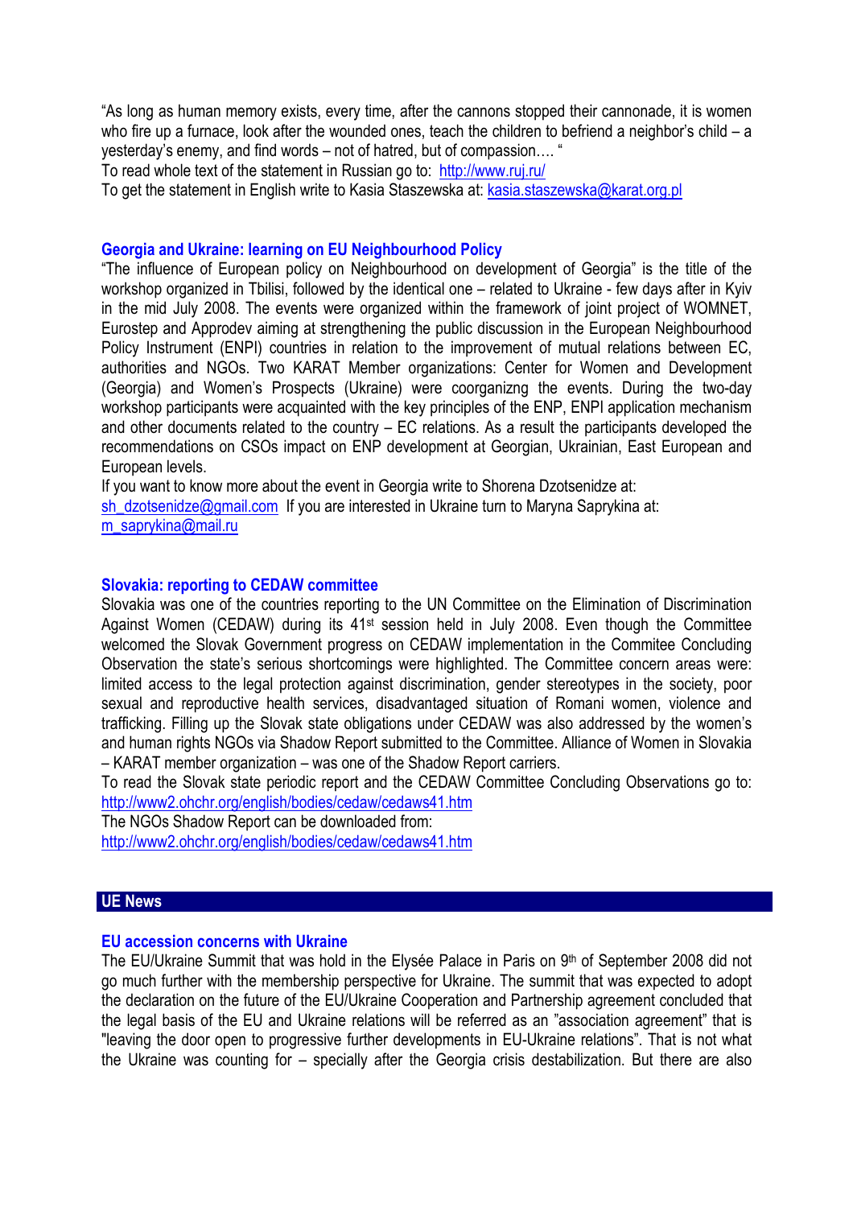"As long as human memory exists, every time, after the cannons stopped their cannonade, it is women who fire up a furnace, look after the wounded ones, teach the children to befriend a neighbor's child – a yesterday's enemy, and find words – not of hatred, but of compassion…. "

To read whole text of the statement in Russian go to: http://www.ruj.ru/

To get the statement in English write to Kasia Staszewska at: kasia.staszewska@karat.org.pl

### Georgia and Ukraine: learning on EU Neighbourhood Policy

"The influence of European policy on Neighbourhood on development of Georgia" is the title of the workshop organized in Tbilisi, followed by the identical one – related to Ukraine - few days after in Kyiv in the mid July 2008. The events were organized within the framework of joint project of WOMNET, Eurostep and Approdev aiming at strengthening the public discussion in the European Neighbourhood Policy Instrument (ENPI) countries in relation to the improvement of mutual relations between EC, authorities and NGOs. Two KARAT Member organizations: Center for Women and Development (Georgia) and Women's Prospects (Ukraine) were coorganizng the events. During the two-day workshop participants were acquainted with the key principles of the ENP, ENPI application mechanism and other documents related to the country – EC relations. As a result the participants developed the recommendations on CSOs impact on ENP development at Georgian, Ukrainian, East European and European levels.

If you want to know more about the event in Georgia write to Shorena Dzotsenidze at: sh_dzotsenidze@gmail.com If you are interested in Ukraine turn to Maryna Saprykina at: m_saprykina@mail.ru

### Slovakia: reporting to CEDAW committee

Slovakia was one of the countries reporting to the UN Committee on the Elimination of Discrimination Against Women (CEDAW) during its 41st session held in July 2008. Even though the Committee welcomed the Slovak Government progress on CEDAW implementation in the Commitee Concluding Observation the state's serious shortcomings were highlighted. The Committee concern areas were: limited access to the legal protection against discrimination, gender stereotypes in the society, poor sexual and reproductive health services, disadvantaged situation of Romani women, violence and trafficking. Filling up the Slovak state obligations under CEDAW was also addressed by the women's and human rights NGOs via Shadow Report submitted to the Committee. Alliance of Women in Slovakia – KARAT member organization – was one of the Shadow Report carriers.

To read the Slovak state periodic report and the CEDAW Committee Concluding Observations go to: http://www2.ohchr.org/english/bodies/cedaw/cedaws41.htm

The NGOs Shadow Report can be downloaded from:
http://www2.ohchr.org/english/bodies/cedaw/cedaws41.htm

## UE News

### EU accession concerns with Ukraine

The EU/Ukraine Summit that was hold in the Elysée Palace in Paris on 9th of September 2008 did not go much further with the membership perspective for Ukraine. The summit that was expected to adopt the declaration on the future of the EU/Ukraine Cooperation and Partnership agreement concluded that the legal basis of the EU and Ukraine relations will be referred as an "association agreement" that is "leaving the door open to progressive further developments in EU-Ukraine relations". That is not what the Ukraine was counting for – specially after the Georgia crisis destabilization. But there are also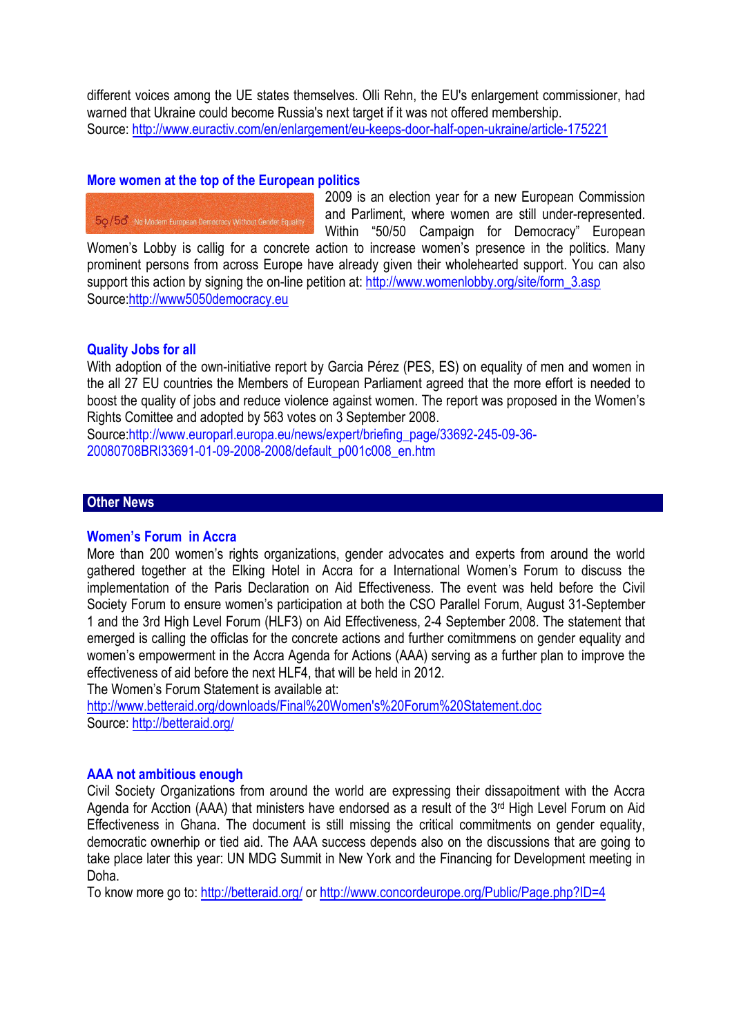different voices among the UE states themselves. Olli Rehn, the EU's enlargement commissioner, had warned that Ukraine could become Russia's next target if it was not offered membership.
Source: http://www.euractiv.com/en/enlargement/eu-keeps-door-half-open-ukraine/article-175221

### More women at the top of the European politics

50/50 No Modern European Democracy Without Gender Equality

2009 is an election year for a new European Commission and Parliment, where women are still under-represented. Within "50/50 Campaign for Democracy" European Women's Lobby is callig for a concrete action to increase women's presence in the politics. Many prominent persons from across Europe have already given their wholehearted support. You can also support this action by signing the on-line petition at: http://www.womenlobby.org/site/form_3.asp
Source:http://www5050democracy.eu

### Quality Jobs for all

With adoption of the own-initiative report by Garcia Pérez (PES, ES) on equality of men and women in the all 27 EU countries the Members of European Parliament agreed that the more effort is needed to boost the quality of jobs and reduce violence against women. The report was proposed in the Women's Rights Comittee and adopted by 563 votes on 3 September 2008.
Source:http://www.europarl.europa.eu/news/expert/briefing_page/33692-245-09-36-20080708BRI33691-01-09-2008-2008/default_p001c008_en.htm

## Other News

### Women's Forum in Accra

More than 200 women's rights organizations, gender advocates and experts from around the world gathered together at the Elking Hotel in Accra for a International Women's Forum to discuss the implementation of the Paris Declaration on Aid Effectiveness. The event was held before the Civil Society Forum to ensure women's participation at both the CSO Parallel Forum, August 31-September 1 and the 3rd High Level Forum (HLF3) on Aid Effectiveness, 2-4 September 2008. The statement that emerged is calling the officlas for the concrete actions and further comitmmens on gender equality and women's empowerment in the Accra Agenda for Actions (AAA) serving as a further plan to improve the effectiveness of aid before the next HLF4, that will be held in 2012.
The Women's Forum Statement is available at:
http://www.betteraid.org/downloads/Final%20Women's%20Forum%20Statement.doc
Source: http://betteraid.org/

### AAA not ambitious enough

Civil Society Organizations from around the world are expressing their dissapoitment with the Accra Agenda for Acction (AAA) that ministers have endorsed as a result of the 3rd High Level Forum on Aid Effectiveness in Ghana. The document is still missing the critical commitments on gender equality, democratic ownerhip or tied aid. The AAA success depends also on the discussions that are going to take place later this year: UN MDG Summit in New York and the Financing for Development meeting in Doha.
To know more go to: http://betteraid.org/ or http://www.concordeurope.org/Public/Page.php?ID=4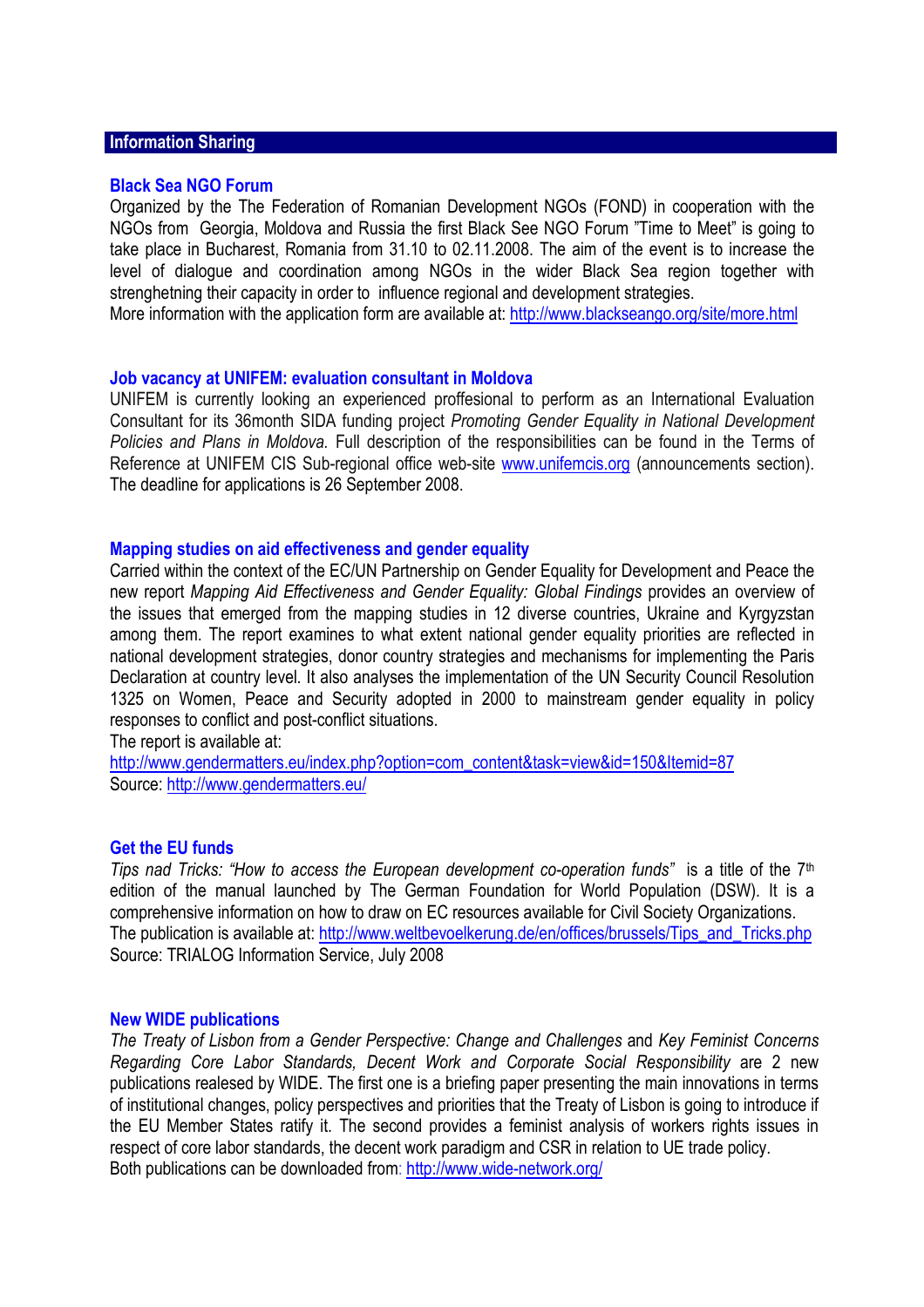## Information Sharing

### Black Sea NGO Forum

Organized by the The Federation of Romanian Development NGOs (FOND) in cooperation with the NGOs from Georgia, Moldova and Russia the first Black See NGO Forum "Time to Meet" is going to take place in Bucharest, Romania from 31.10 to 02.11.2008. The aim of the event is to increase the level of dialogue and coordination among NGOs in the wider Black Sea region together with strenghetning their capacity in order to influence regional and development strategies.
More information with the application form are available at: http://www.blackseango.org/site/more.html

### Job vacancy at UNIFEM: evaluation consultant in Moldova

UNIFEM is currently looking an experienced proffesional to perform as an International Evaluation Consultant for its 36month SIDA funding project *Promoting Gender Equality in National Development Policies and Plans in Moldova.* Full description of the responsibilities can be found in the Terms of Reference at UNIFEM CIS Sub-regional office web-site www.unifemcis.org (announcements section). The deadline for applications is 26 September 2008.

### Mapping studies on aid effectiveness and gender equality

Carried within the context of the EC/UN Partnership on Gender Equality for Development and Peace the new report *Mapping Aid Effectiveness and Gender Equality: Global Findings* provides an overview of the issues that emerged from the mapping studies in 12 diverse countries, Ukraine and Kyrgyzstan among them. The report examines to what extent national gender equality priorities are reflected in national development strategies, donor country strategies and mechanisms for implementing the Paris Declaration at country level. It also analyses the implementation of the UN Security Council Resolution 1325 on Women, Peace and Security adopted in 2000 to mainstream gender equality in policy responses to conflict and post-conflict situations.
The report is available at:
http://www.gendermatters.eu/index.php?option=com_content&task=view&id=150&Itemid=87
Source: http://www.gendermatters.eu/

### Get the EU funds

*Tips nad Tricks: "How to access the European development co-operation funds"* is a title of the 7th edition of the manual launched by The German Foundation for World Population (DSW). It is a comprehensive information on how to draw on EC resources available for Civil Society Organizations.
The publication is available at: http://www.weltbevoelkerung.de/en/offices/brussels/Tips_and_Tricks.php
Source: TRIALOG Information Service, July 2008

### New WIDE publications

*The Treaty of Lisbon from a Gender Perspective: Change and Challenges* and *Key Feminist Concerns Regarding Core Labor Standards, Decent Work and Corporate Social Responsibility* are 2 new publications realesed by WIDE. The first one is a briefing paper presenting the main innovations in terms of institutional changes, policy perspectives and priorities that the Treaty of Lisbon is going to introduce if the EU Member States ratify it. The second provides a feminist analysis of workers rights issues in respect of core labor standards, the decent work paradigm and CSR in relation to UE trade policy.
Both publications can be downloaded from: http://www.wide-network.org/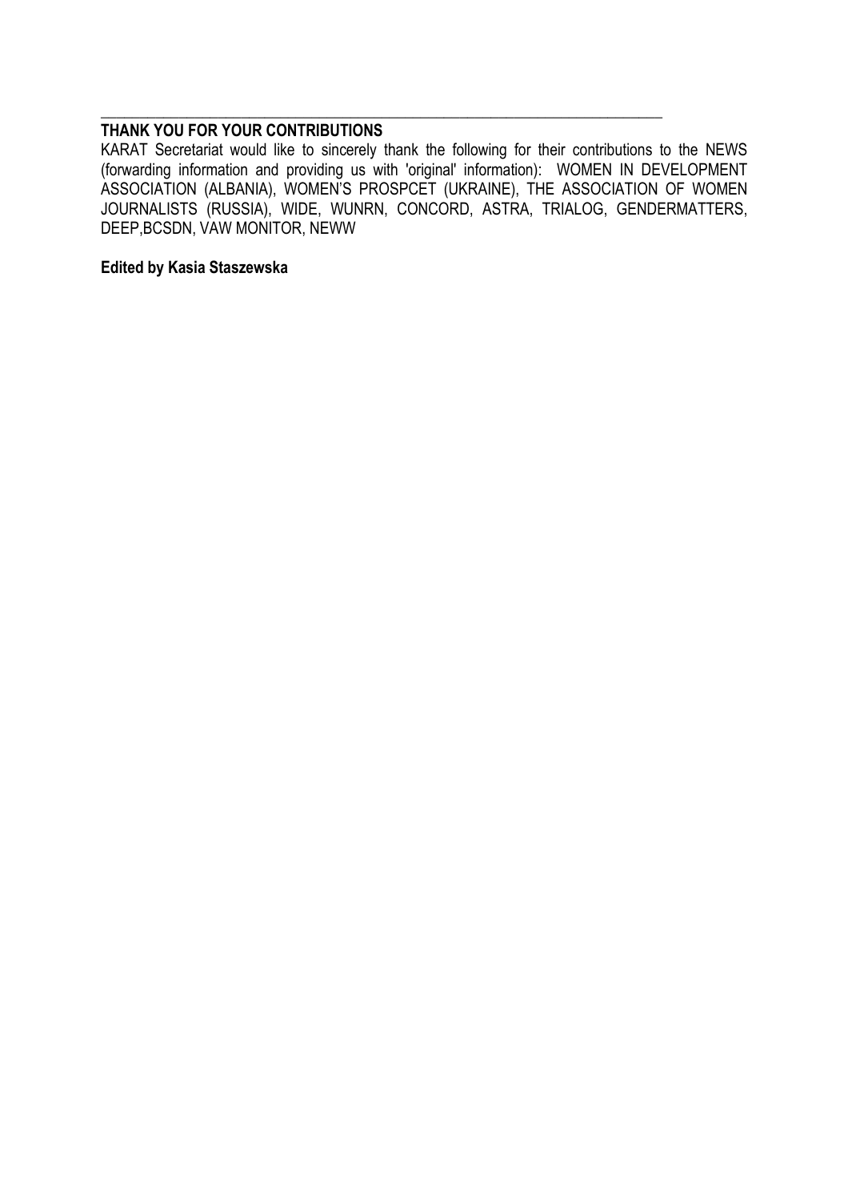---

**THANK YOU FOR YOUR CONTRIBUTIONS**

KARAT Secretariat would like to sincerely thank the following for their contributions to the NEWS (forwarding information and providing us with 'original' information): WOMEN IN DEVELOPMENT ASSOCIATION (ALBANIA), WOMEN'S PROSPCET (UKRAINE), THE ASSOCIATION OF WOMEN JOURNALISTS (RUSSIA), WIDE, WUNRN, CONCORD, ASTRA, TRIALOG, GENDERMATTERS, DEEP,BCSDN, VAW MONITOR, NEWW

**Edited by Kasia Staszewska**